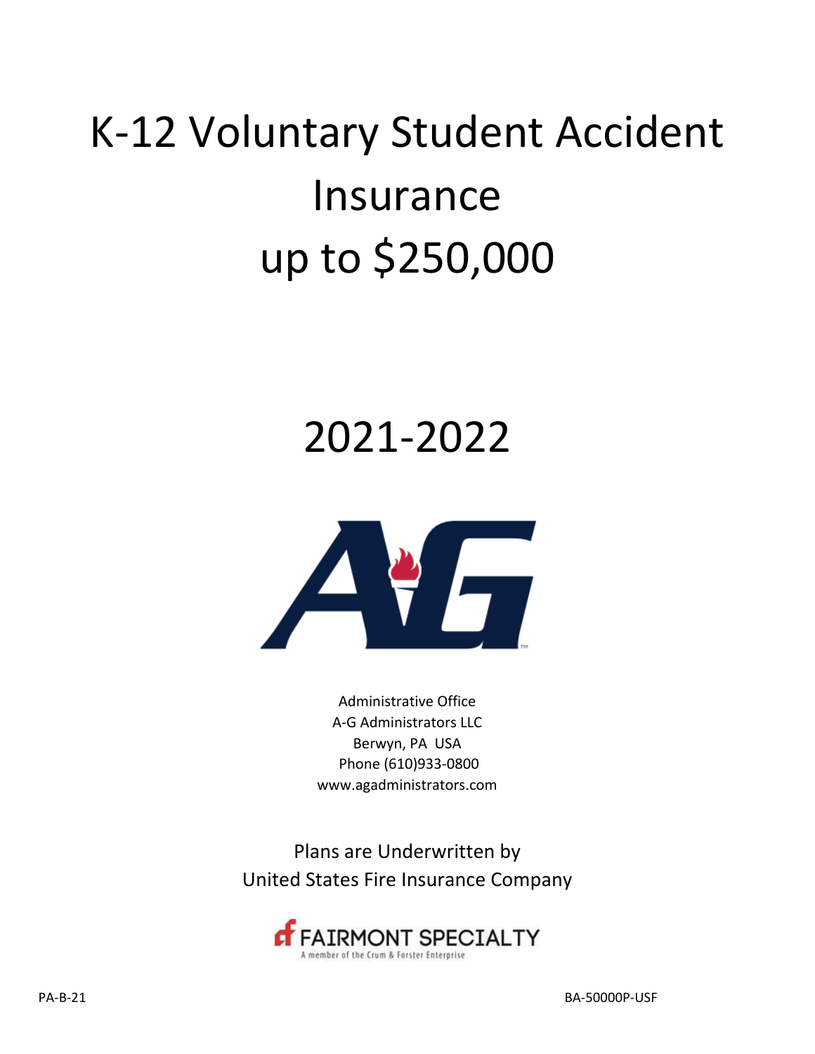# K-12 Voluntary Student Accident Insurance up to $250,000

# 2021-2022

Administrative Office
A-G Administrators LLC
Berwyn, PA USA
Phone (610)933-0800
www.agadministrators.com

Plans are Underwritten by
United States Fire Insurance Company

FAIRMONT SPECIALTY
A member of the Crum & Forster Enterprise

PA-B-21

BA-50000P-USF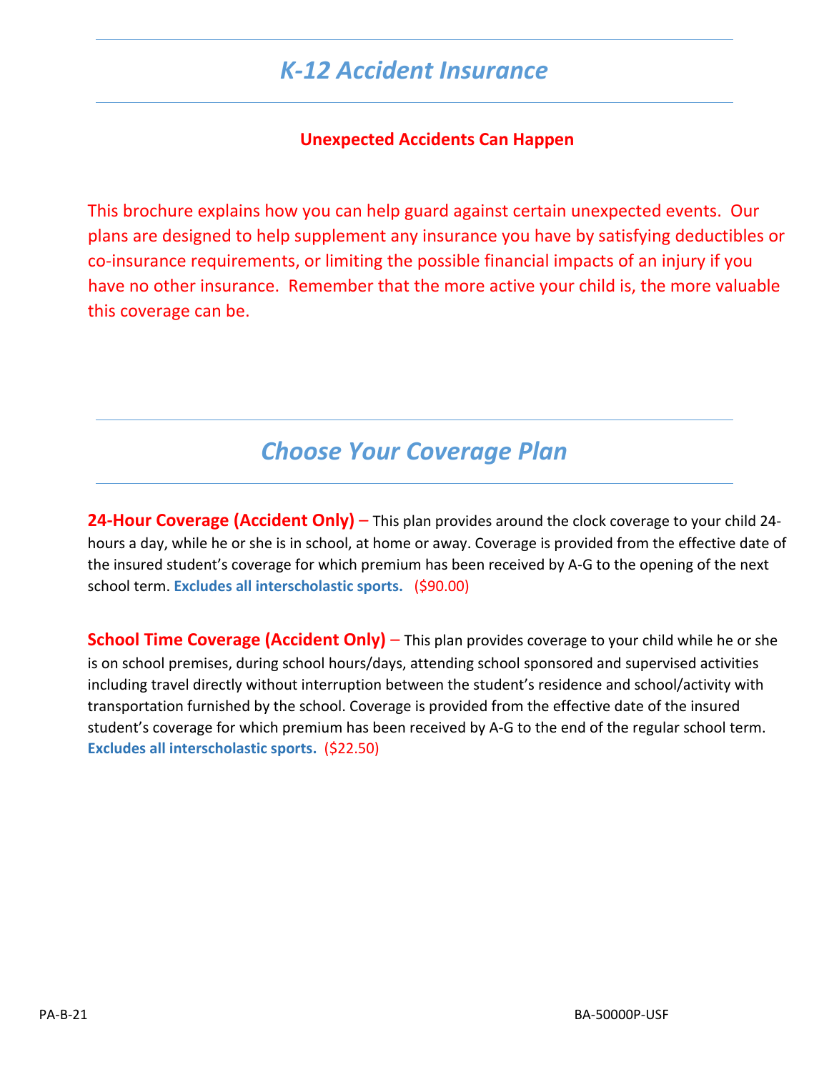# *K-12 Accident Insurance*

**Unexpected Accidents Can Happen**

This brochure explains how you can help guard against certain unexpected events. Our plans are designed to help supplement any insurance you have by satisfying deductibles or co-insurance requirements, or limiting the possible financial impacts of an injury if you have no other insurance. Remember that the more active your child is, the more valuable this coverage can be.

## *Choose Your Coverage Plan*

**24-Hour Coverage (Accident Only)** – This plan provides around the clock coverage to your child 24-hours a day, while he or she is in school, at home or away. Coverage is provided from the effective date of the insured student's coverage for which premium has been received by A-G to the opening of the next school term. **Excludes all interscholastic sports.** ($90.00)

**School Time Coverage (Accident Only)** – This plan provides coverage to your child while he or she is on school premises, during school hours/days, attending school sponsored and supervised activities including travel directly without interruption between the student's residence and school/activity with transportation furnished by the school. Coverage is provided from the effective date of the insured student's coverage for which premium has been received by A-G to the end of the regular school term. **Excludes all interscholastic sports.** ($22.50)

PA-B-21 BA-50000P-USF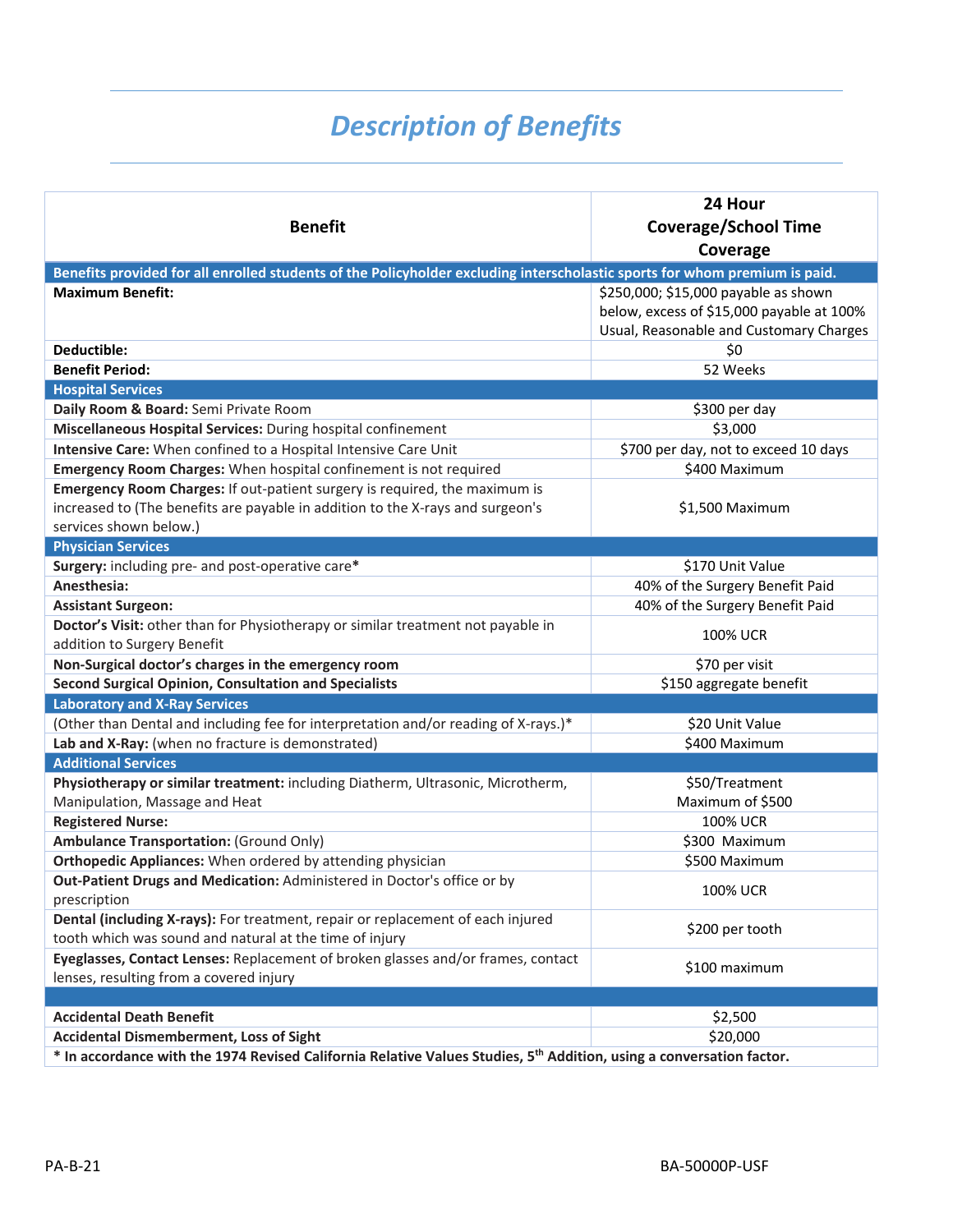# Description of Benefits

| Benefit | 24 Hour Coverage/School Time Coverage |
|---|---|
| **Benefits provided for all enrolled students of the Policyholder excluding interscholastic sports for whom premium is paid.** | |
| **Maximum Benefit:** | $250,000; $15,000 payable as shown below, excess of $15,000 payable at 100% Usual, Reasonable and Customary Charges |
| **Deductible:** | $0 |
| **Benefit Period:** | 52 Weeks |
| **Hospital Services** | |
| **Daily Room & Board:** Semi Private Room | $300 per day |
| **Miscellaneous Hospital Services:** During hospital confinement | $3,000 |
| **Intensive Care:** When confined to a Hospital Intensive Care Unit | $700 per day, not to exceed 10 days |
| **Emergency Room Charges:** When hospital confinement is not required | $400 Maximum |
| **Emergency Room Charges:** If out-patient surgery is required, the maximum is increased to (The benefits are payable in addition to the X-rays and surgeon's services shown below.) | $1,500 Maximum |
| **Physician Services** | |
| **Surgery:** including pre- and post-operative care* | $170 Unit Value |
| **Anesthesia:** | 40% of the Surgery Benefit Paid |
| **Assistant Surgeon:** | 40% of the Surgery Benefit Paid |
| **Doctor's Visit:** other than for Physiotherapy or similar treatment not payable in addition to Surgery Benefit | 100% UCR |
| **Non-Surgical doctor's charges in the emergency room** | $70 per visit |
| **Second Surgical Opinion, Consultation and Specialists** | $150 aggregate benefit |
| **Laboratory and X-Ray Services** | |
| (Other than Dental and including fee for interpretation and/or reading of X-rays.)* | $20 Unit Value |
| **Lab and X-Ray:** (when no fracture is demonstrated) | $400 Maximum |
| **Additional Services** | |
| **Physiotherapy or similar treatment:** including Diatherm, Ultrasonic, Microtherm, Manipulation, Massage and Heat | $50/Treatment Maximum of $500 |
| **Registered Nurse:** | 100% UCR |
| **Ambulance Transportation:** (Ground Only) | $300 Maximum |
| **Orthopedic Appliances:** When ordered by attending physician | $500 Maximum |
| **Out-Patient Drugs and Medication:** Administered in Doctor's office or by prescription | 100% UCR |
| **Dental (including X-rays):** For treatment, repair or replacement of each injured tooth which was sound and natural at the time of injury | $200 per tooth |
| **Eyeglasses, Contact Lenses:** Replacement of broken glasses and/or frames, contact lenses, resulting from a covered injury | $100 maximum |
| | |
| **Accidental Death Benefit** | $2,500 |
| **Accidental Dismemberment, Loss of Sight** | $20,000 |

**\* In accordance with the 1974 Revised California Relative Values Studies, 5th Addition, using a conversation factor.**

PA-B-21 BA-50000P-USF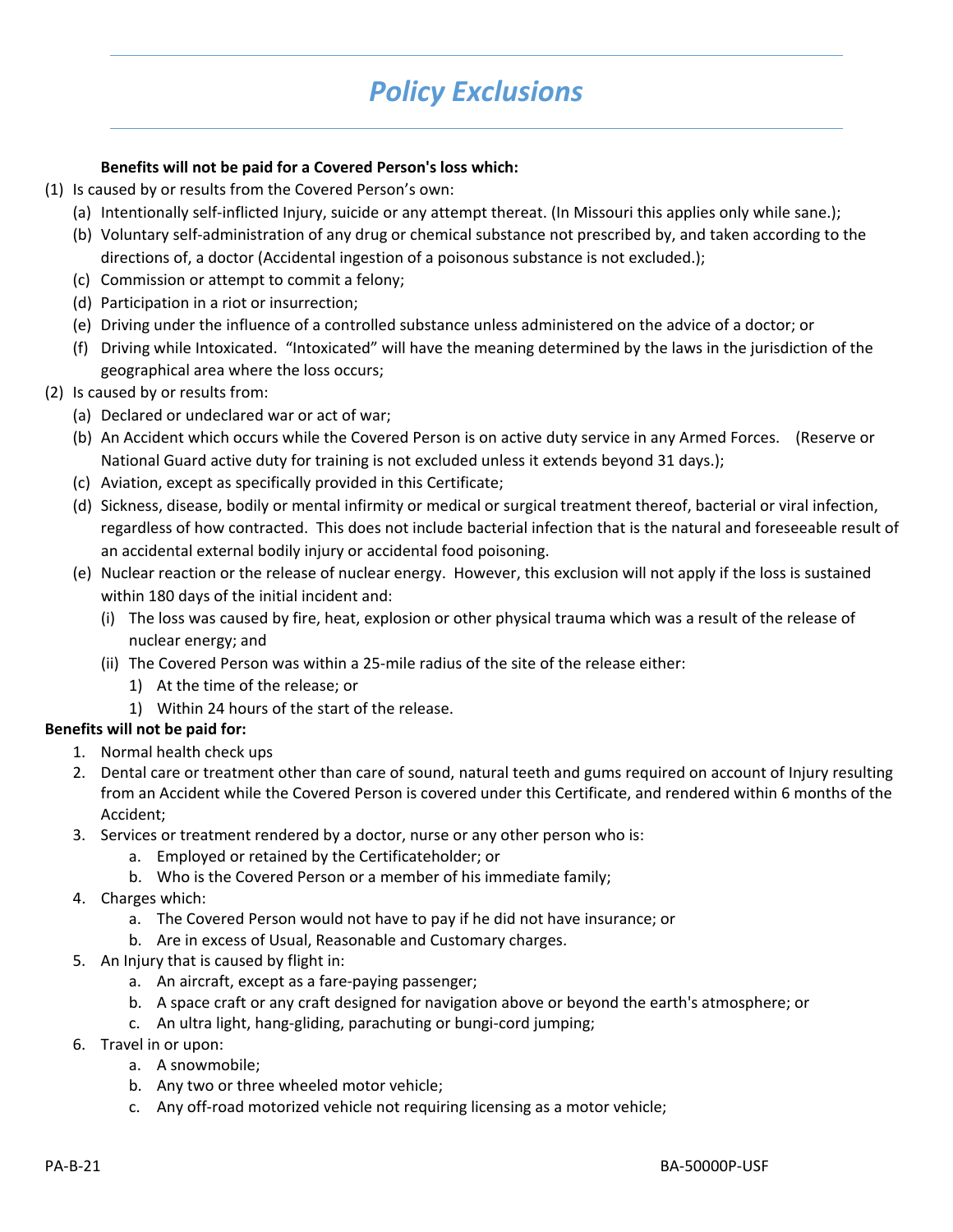# *Policy Exclusions*

**Benefits will not be paid for a Covered Person's loss which:**

(1) Is caused by or results from the Covered Person's own:
   - (a) Intentionally self-inflicted Injury, suicide or any attempt thereat. (In Missouri this applies only while sane.);
   - (b) Voluntary self-administration of any drug or chemical substance not prescribed by, and taken according to the directions of, a doctor (Accidental ingestion of a poisonous substance is not excluded.);
   - (c) Commission or attempt to commit a felony;
   - (d) Participation in a riot or insurrection;
   - (e) Driving under the influence of a controlled substance unless administered on the advice of a doctor; or
   - (f) Driving while Intoxicated. "Intoxicated" will have the meaning determined by the laws in the jurisdiction of the geographical area where the loss occurs;

(2) Is caused by or results from:
   - (a) Declared or undeclared war or act of war;
   - (b) An Accident which occurs while the Covered Person is on active duty service in any Armed Forces. (Reserve or National Guard active duty for training is not excluded unless it extends beyond 31 days.);
   - (c) Aviation, except as specifically provided in this Certificate;
   - (d) Sickness, disease, bodily or mental infirmity or medical or surgical treatment thereof, bacterial or viral infection, regardless of how contracted. This does not include bacterial infection that is the natural and foreseeable result of an accidental external bodily injury or accidental food poisoning.
   - (e) Nuclear reaction or the release of nuclear energy. However, this exclusion will not apply if the loss is sustained within 180 days of the initial incident and:
     - (i) The loss was caused by fire, heat, explosion or other physical trauma which was a result of the release of nuclear energy; and
     - (ii) The Covered Person was within a 25-mile radius of the site of the release either:
       - 1) At the time of the release; or
       - 1) Within 24 hours of the start of the release.

**Benefits will not be paid for:**

1. Normal health check ups
2. Dental care or treatment other than care of sound, natural teeth and gums required on account of Injury resulting from an Accident while the Covered Person is covered under this Certificate, and rendered within 6 months of the Accident;
3. Services or treatment rendered by a doctor, nurse or any other person who is:
   - a. Employed or retained by the Certificateholder; or
   - b. Who is the Covered Person or a member of his immediate family;
4. Charges which:
   - a. The Covered Person would not have to pay if he did not have insurance; or
   - b. Are in excess of Usual, Reasonable and Customary charges.
5. An Injury that is caused by flight in:
   - a. An aircraft, except as a fare-paying passenger;
   - b. A space craft or any craft designed for navigation above or beyond the earth's atmosphere; or
   - c. An ultra light, hang-gliding, parachuting or bungi-cord jumping;
6. Travel in or upon:
   - a. A snowmobile;
   - b. Any two or three wheeled motor vehicle;
   - c. Any off-road motorized vehicle not requiring licensing as a motor vehicle;

PA-B-21 BA-50000P-USF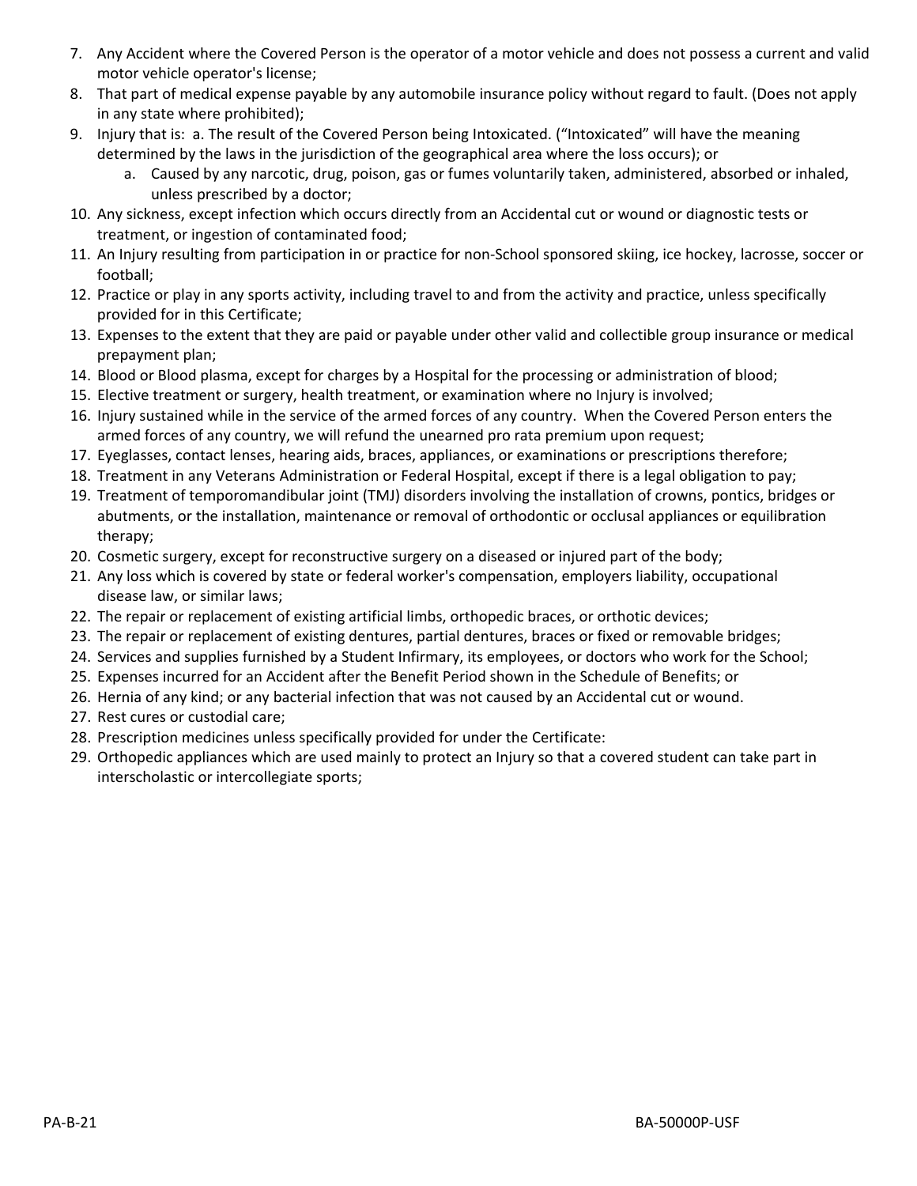7. Any Accident where the Covered Person is the operator of a motor vehicle and does not possess a current and valid motor vehicle operator's license;
8. That part of medical expense payable by any automobile insurance policy without regard to fault. (Does not apply in any state where prohibited);
9. Injury that is: a. The result of the Covered Person being Intoxicated. ("Intoxicated" will have the meaning determined by the laws in the jurisdiction of the geographical area where the loss occurs); or
   a. Caused by any narcotic, drug, poison, gas or fumes voluntarily taken, administered, absorbed or inhaled, unless prescribed by a doctor;
10. Any sickness, except infection which occurs directly from an Accidental cut or wound or diagnostic tests or treatment, or ingestion of contaminated food;
11. An Injury resulting from participation in or practice for non-School sponsored skiing, ice hockey, lacrosse, soccer or football;
12. Practice or play in any sports activity, including travel to and from the activity and practice, unless specifically provided for in this Certificate;
13. Expenses to the extent that they are paid or payable under other valid and collectible group insurance or medical prepayment plan;
14. Blood or Blood plasma, except for charges by a Hospital for the processing or administration of blood;
15. Elective treatment or surgery, health treatment, or examination where no Injury is involved;
16. Injury sustained while in the service of the armed forces of any country. When the Covered Person enters the armed forces of any country, we will refund the unearned pro rata premium upon request;
17. Eyeglasses, contact lenses, hearing aids, braces, appliances, or examinations or prescriptions therefore;
18. Treatment in any Veterans Administration or Federal Hospital, except if there is a legal obligation to pay;
19. Treatment of temporomandibular joint (TMJ) disorders involving the installation of crowns, pontics, bridges or abutments, or the installation, maintenance or removal of orthodontic or occlusal appliances or equilibration therapy;
20. Cosmetic surgery, except for reconstructive surgery on a diseased or injured part of the body;
21. Any loss which is covered by state or federal worker's compensation, employers liability, occupational disease law, or similar laws;
22. The repair or replacement of existing artificial limbs, orthopedic braces, or orthotic devices;
23. The repair or replacement of existing dentures, partial dentures, braces or fixed or removable bridges;
24. Services and supplies furnished by a Student Infirmary, its employees, or doctors who work for the School;
25. Expenses incurred for an Accident after the Benefit Period shown in the Schedule of Benefits; or
26. Hernia of any kind; or any bacterial infection that was not caused by an Accidental cut or wound.
27. Rest cures or custodial care;
28. Prescription medicines unless specifically provided for under the Certificate:
29. Orthopedic appliances which are used mainly to protect an Injury so that a covered student can take part in interscholastic or intercollegiate sports;

PA-B-21 BA-50000P-USF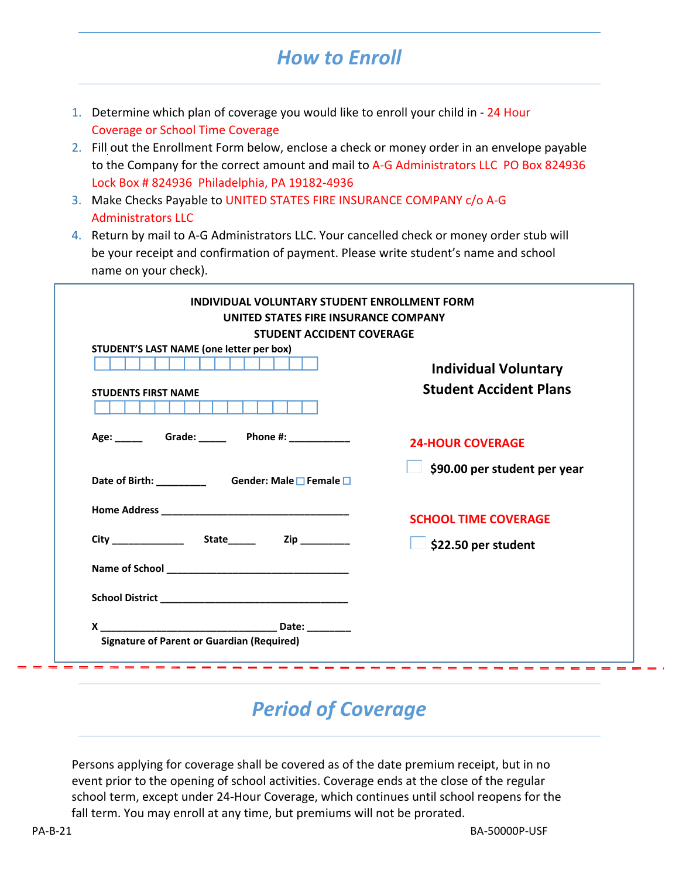# *How to Enroll*

1. Determine which plan of coverage you would like to enroll your child in - 24 Hour Coverage or School Time Coverage
2. Fill out the Enrollment Form below, enclose a check or money order in an envelope payable to the Company for the correct amount and mail to A-G Administrators LLC PO Box 824936 Lock Box # 824936 Philadelphia, PA 19182-4936
3. Make Checks Payable to UNITED STATES FIRE INSURANCE COMPANY c/o A-G Administrators LLC
4. Return by mail to A-G Administrators LLC. Your cancelled check or money order stub will be your receipt and confirmation of payment. Please write student's name and school name on your check).

**INDIVIDUAL VOLUNTARY STUDENT ENROLLMENT FORM**
**UNITED STATES FIRE INSURANCE COMPANY**
**STUDENT ACCIDENT COVERAGE**

**STUDENT'S LAST NAME (one letter per box)**

☐☐☐☐☐☐☐☐☐☐☐☐☐☐☐

**STUDENTS FIRST NAME**

☐☐☐☐☐☐☐☐☐☐☐☐☐☐☐

**Age:** _____ **Grade:** _____ **Phone #:** ___________

**Date of Birth:** _________ **Gender: Male** ☐ **Female** ☐

**Home Address** __________________________________

**City** _____________ **State**_____ **Zip** _________

**Name of School** ________________________________

**School District** _________________________________

**X** _______________________________ **Date:** ________
**Signature of Parent or Guardian (Required)**

## Individual Voluntary Student Accident Plans

**24-HOUR COVERAGE**

☐ **$90.00 per student per year**

**SCHOOL TIME COVERAGE**

☐ **$22.50 per student**

# *Period of Coverage*

Persons applying for coverage shall be covered as of the date premium receipt, but in no event prior to the opening of school activities. Coverage ends at the close of the regular school term, except under 24-Hour Coverage, which continues until school reopens for the fall term. You may enroll at any time, but premiums will not be prorated.

PA-B-21 BA-50000P-USF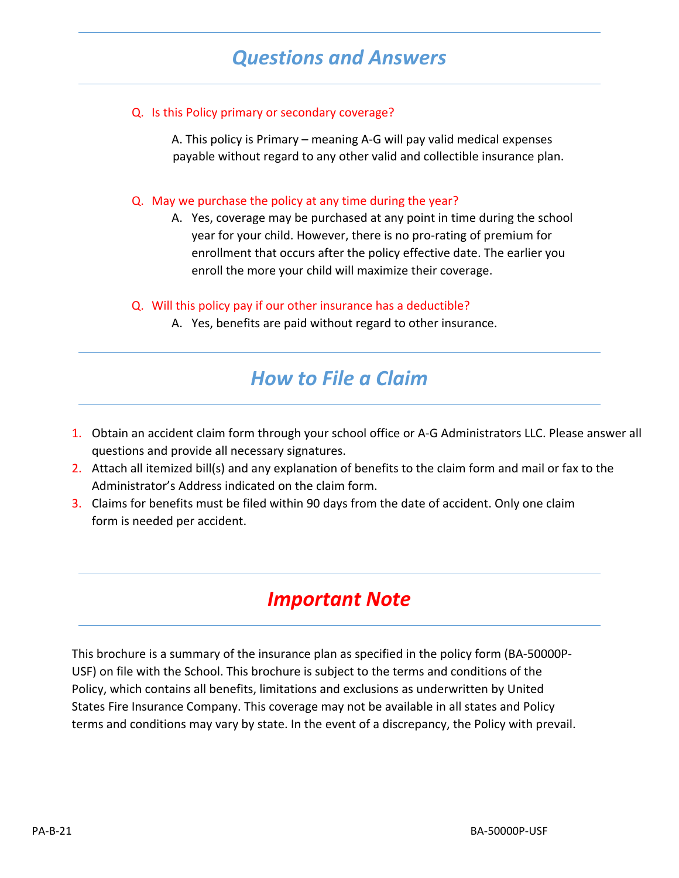## Questions and Answers

**Q. Is this Policy primary or secondary coverage?**

A. This policy is Primary – meaning A-G will pay valid medical expenses payable without regard to any other valid and collectible insurance plan.

**Q. May we purchase the policy at any time during the year?**

A. Yes, coverage may be purchased at any point in time during the school year for your child. However, there is no pro-rating of premium for enrollment that occurs after the policy effective date. The earlier you enroll the more your child will maximize their coverage.

**Q. Will this policy pay if our other insurance has a deductible?**

A. Yes, benefits are paid without regard to other insurance.

## How to File a Claim

1. Obtain an accident claim form through your school office or A-G Administrators LLC. Please answer all questions and provide all necessary signatures.
2. Attach all itemized bill(s) and any explanation of benefits to the claim form and mail or fax to the Administrator's Address indicated on the claim form.
3. Claims for benefits must be filed within 90 days from the date of accident. Only one claim form is needed per accident.

## Important Note

This brochure is a summary of the insurance plan as specified in the policy form (BA-50000P-USF) on file with the School. This brochure is subject to the terms and conditions of the Policy, which contains all benefits, limitations and exclusions as underwritten by United States Fire Insurance Company. This coverage may not be available in all states and Policy terms and conditions may vary by state. In the event of a discrepancy, the Policy with prevail.

PA-B-21

BA-50000P-USF